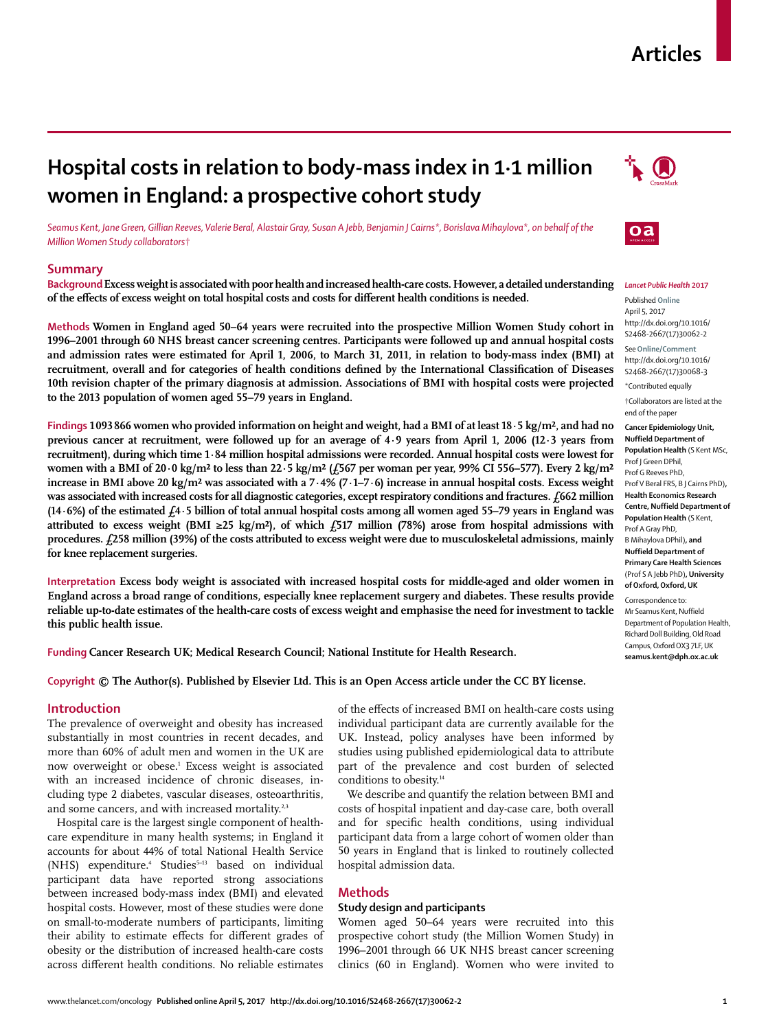# Hospital costs in relation to body-mass index in 1·1 million women in England: a prospective cohort study

*Seamus Kent, Jane Green, Gillian Reeves, Valerie Beral, Alastair Gray, Susan A Jebb, Benjamin J Cairns\*, Borislava Mihaylova\*, on behalf of the Million Women Study collaborators†*

## Summary

**Background** Excess weight is associated with poor health and increased health-care costs. However, a detailed understanding of the effects of excess weight on total hospital costs and costs for different health conditions is needed.

**Methods** Women in England aged 50–64 years were recruited into the prospective Million Women Study cohort in 1996–2001 through 60 NHS breast cancer screening centres. Participants were followed up and annual hospital costs and admission rates were estimated for April 1, 2006, to March 31, 2011, in relation to body-mass index (BMI) at recruitment, overall and for categories of health conditions defined by the International Classification of Diseases 10th revision chapter of the primary diagnosis at admission. Associations of BMI with hospital costs were projected to the 2013 population of women aged 55–79 years in England.

**Findings** 1 093 866 women who provided information on height and weight, had a BMI of at least 18·5 kg/m², and had no previous cancer at recruitment, were followed up for an average of 4·9 years from April 1, 2006 (12·3 years from recruitment), during which time 1·84 million hospital admissions were recorded. Annual hospital costs were lowest for women with a BMI of 20·0 kg/m² to less than 22·5 kg/m² (£567 per woman per year, 99% CI 556–577). Every 2 kg/m² increase in BMI above 20 kg/m² was associated with a 7·4% (7·1–7·6) increase in annual hospital costs. Excess weight was associated with increased costs for all diagnostic categories, except respiratory conditions and fractures. £662 million (14·6%) of the estimated £4·5 billion of total annual hospital costs among all women aged 55–79 years in England was attributed to excess weight (BMI ≥25 kg/m²), of which £517 million (78%) arose from hospital admissions with procedures. £258 million (39%) of the costs attributed to excess weight were due to musculoskeletal admissions, mainly for knee replacement surgeries.

**Interpretation** Excess body weight is associated with increased hospital costs for middle-aged and older women in England across a broad range of conditions, especially knee replacement surgery and diabetes. These results provide reliable up-to-date estimates of the health-care costs of excess weight and emphasise the need for investment to tackle this public health issue.

**Funding** Cancer Research UK; Medical Research Council; National Institute for Health Research.

**Copyright** © The Author(s). Published by Elsevier Ltd. This is an Open Access article under the CC BY license.

*Lancet Public Health* 2017

Published **Online** April 5, 2017 http://dx.doi.org/10.1016/S2468-2667(17)30062-2

See **Online/Comment** http://dx.doi.org/10.1016/S2468-2667(17)30068-3

\*Contributed equally

†Collaborators are listed at the end of the paper

**Cancer Epidemiology Unit, Nuffield Department of Population Health** (S Kent MSc, Prof J Green DPhil, Prof G Reeves PhD, Prof V Beral FRS, B J Cairns PhD)**, Health Economics Research Centre, Nuffield Department of Population Health** (S Kent, Prof A Gray PhD, B Mihaylova DPhil)**, and Nuffield Department of Primary Care Health Sciences** (Prof S A Jebb PhD)**, University of Oxford, Oxford, UK**

Correspondence to: Mr Seamus Kent, Nuffield Department of Population Health, Richard Doll Building, Old Road Campus, Oxford OX3 7LF, UK **seamus.kent@dph.ox.ac.uk**

## Introduction

The prevalence of overweight and obesity has increased substantially in most countries in recent decades, and more than 60% of adult men and women in the UK are now overweight or obese.[1] Excess weight is associated with an increased incidence of chronic diseases, including type 2 diabetes, vascular diseases, osteoarthritis, and some cancers, and with increased mortality.[2,3]

Hospital care is the largest single component of health-care expenditure in many health systems; in England it accounts for about 44% of total National Health Service (NHS) expenditure.[4] Studies[5–13] based on individual participant data have reported strong associations between increased body-mass index (BMI) and elevated hospital costs. However, most of these studies were done on small-to-moderate numbers of participants, limiting their ability to estimate effects for different grades of obesity or the distribution of increased health-care costs across different health conditions. No reliable estimates of the effects of increased BMI on health-care costs using individual participant data are currently available for the UK. Instead, policy analyses have been informed by studies using published epidemiological data to attribute part of the prevalence and cost burden of selected conditions to obesity.[14]

We describe and quantify the relation between BMI and costs of hospital inpatient and day-case care, both overall and for specific health conditions, using individual participant data from a large cohort of women older than 50 years in England that is linked to routinely collected hospital admission data.

## Methods

### Study design and participants

Women aged 50–64 years were recruited into this prospective cohort study (the Million Women Study) in 1996–2001 through 66 UK NHS breast cancer screening clinics (60 in England). Women who were invited to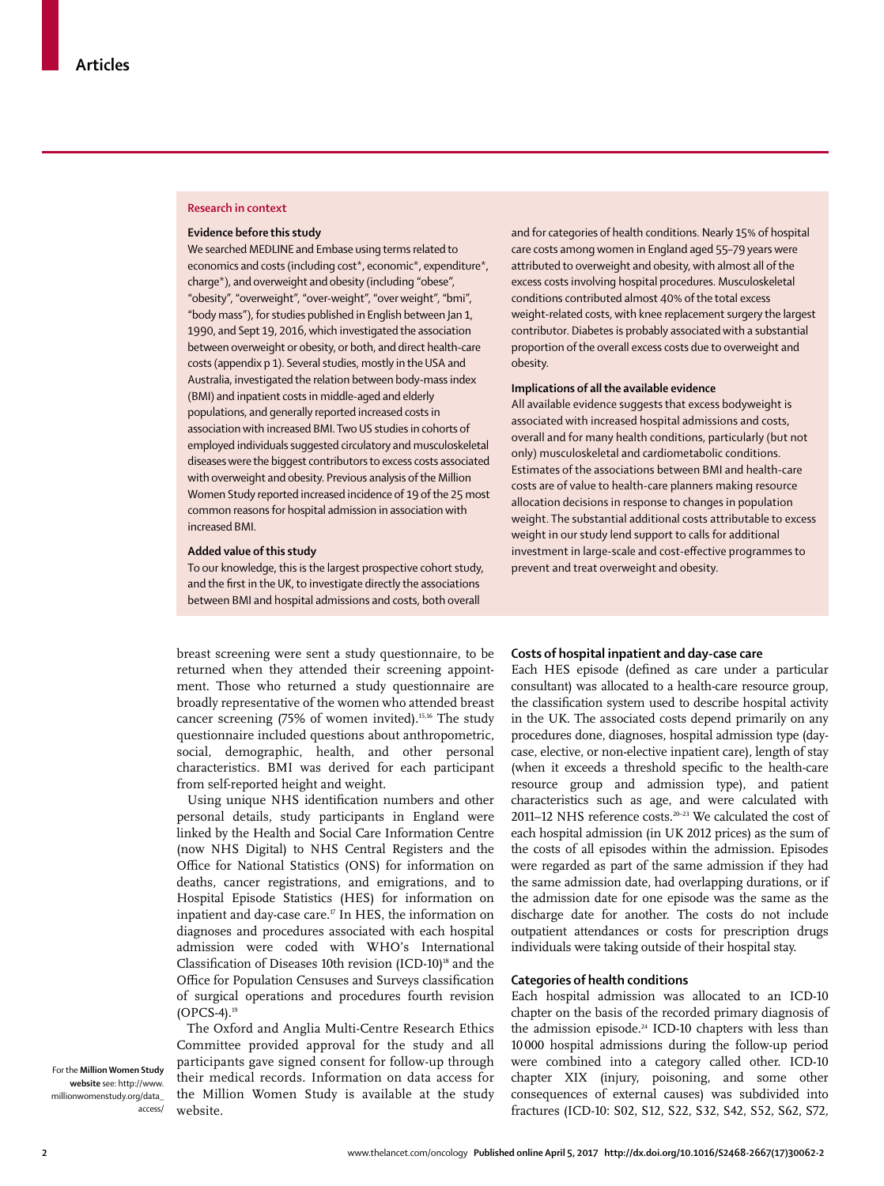## Research in context

### Evidence before this study

We searched MEDLINE and Embase using terms related to economics and costs (including cost*, economic*, expenditure*, charge*), and overweight and obesity (including "obese", "obesity", "overweight", "over-weight", "over weight", "bmi", "body mass"), for studies published in English between Jan 1, 1990, and Sept 19, 2016, which investigated the association between overweight or obesity, or both, and direct health-care costs (appendix p 1). Several studies, mostly in the USA and Australia, investigated the relation between body-mass index (BMI) and inpatient costs in middle-aged and elderly populations, and generally reported increased costs in association with increased BMI. Two US studies in cohorts of employed individuals suggested circulatory and musculoskeletal diseases were the biggest contributors to excess costs associated with overweight and obesity. Previous analysis of the Million Women Study reported increased incidence of 19 of the 25 most common reasons for hospital admission in association with increased BMI.

### Added value of this study

To our knowledge, this is the largest prospective cohort study, and the first in the UK, to investigate directly the associations between BMI and hospital admissions and costs, both overall and for categories of health conditions. Nearly 15% of hospital care costs among women in England aged 55–79 years were attributed to overweight and obesity, with almost all of the excess costs involving hospital procedures. Musculoskeletal conditions contributed almost 40% of the total excess weight-related costs, with knee replacement surgery the largest contributor. Diabetes is probably associated with a substantial proportion of the overall excess costs due to overweight and obesity.

### Implications of all the available evidence

All available evidence suggests that excess bodyweight is associated with increased hospital admissions and costs, overall and for many health conditions, particularly (but not only) musculoskeletal and cardiometabolic conditions. Estimates of the associations between BMI and health-care costs are of value to health-care planners making resource allocation decisions in response to changes in population weight. The substantial additional costs attributable to excess weight in our study lend support to calls for additional investment in large-scale and cost-effective programmes to prevent and treat overweight and obesity.

breast screening were sent a study questionnaire, to be returned when they attended their screening appointment. Those who returned a study questionnaire are broadly representative of the women who attended breast cancer screening (75% of women invited).[15,16] The study questionnaire included questions about anthropometric, social, demographic, health, and other personal characteristics. BMI was derived for each participant from self-reported height and weight.

Using unique NHS identification numbers and other personal details, study participants in England were linked by the Health and Social Care Information Centre (now NHS Digital) to NHS Central Registers and the Office for National Statistics (ONS) for information on deaths, cancer registrations, and emigrations, and to Hospital Episode Statistics (HES) for information on inpatient and day-case care.[17] In HES, the information on diagnoses and procedures associated with each hospital admission were coded with WHO's International Classification of Diseases 10th revision (ICD-10)[18] and the Office for Population Censuses and Surveys classification of surgical operations and procedures fourth revision (OPCS-4).[19]

The Oxford and Anglia Multi-Centre Research Ethics Committee provided approval for the study and all participants gave signed consent for follow-up through their medical records. Information on data access for the Million Women Study is available at the study website.

For the **Million Women Study website** see: http://www.millionwomenstudy.org/data_access/

### Costs of hospital inpatient and day-case care

Each HES episode (defined as care under a particular consultant) was allocated to a health-care resource group, the classification system used to describe hospital activity in the UK. The associated costs depend primarily on any procedures done, diagnoses, hospital admission type (day-case, elective, or non-elective inpatient care), length of stay (when it exceeds a threshold specific to the health-care resource group and admission type), and patient characteristics such as age, and were calculated with 2011–12 NHS reference costs.[20–23] We calculated the cost of each hospital admission (in UK 2012 prices) as the sum of the costs of all episodes within the admission. Episodes were regarded as part of the same admission if they had the same admission date, had overlapping durations, or if the admission date for one episode was the same as the discharge date for another. The costs do not include outpatient attendances or costs for prescription drugs individuals were taking outside of their hospital stay.

### Categories of health conditions

Each hospital admission was allocated to an ICD-10 chapter on the basis of the recorded primary diagnosis of the admission episode.[24] ICD-10 chapters with less than 10 000 hospital admissions during the follow-up period were combined into a category called other. ICD-10 chapter XIX (injury, poisoning, and some other consequences of external causes) was subdivided into fractures (ICD-10: S02, S12, S22, S32, S42, S52, S62, S72,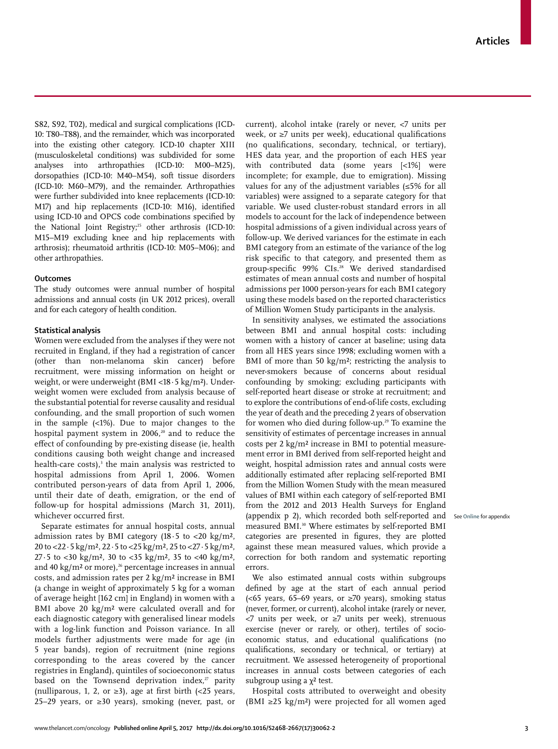S82, S92, T02), medical and surgical complications (ICD-10: T80–T88), and the remainder, which was incorporated into the existing other category. ICD-10 chapter XIII (musculoskeletal conditions) was subdivided for some analyses into arthropathies (ICD-10: M00–M25), dorsopathies (ICD-10: M40–M54), soft tissue disorders (ICD-10: M60–M79), and the remainder. Arthropathies were further subdivided into knee replacements (ICD-10: M17) and hip replacements (ICD-10: M16), identified using ICD-10 and OPCS code combinations specified by the National Joint Registry;[25] other arthrosis (ICD-10: M15–M19 excluding knee and hip replacements with arthrosis); rheumatoid arthritis (ICD-10: M05–M06); and other arthropathies.

### Outcomes

The study outcomes were annual number of hospital admissions and annual costs (in UK 2012 prices), overall and for each category of health condition.

### Statistical analysis

Women were excluded from the analyses if they were not recruited in England, if they had a registration of cancer (other than non-melanoma skin cancer) before recruitment, were missing information on height or weight, or were underweight (BMI <18·5 kg/m²). Underweight women were excluded from analysis because of the substantial potential for reverse causality and residual confounding, and the small proportion of such women in the sample (<1%). Due to major changes to the hospital payment system in 2006,[20] and to reduce the effect of confounding by pre-existing disease (ie, health conditions causing both weight change and increased health-care costs),[3] the main analysis was restricted to hospital admissions from April 1, 2006. Women contributed person-years of data from April 1, 2006, until their date of death, emigration, or the end of follow-up for hospital admissions (March 31, 2011), whichever occurred first.

Separate estimates for annual hospital costs, annual admission rates by BMI category (18·5 to <20 kg/m², 20 to <22·5 kg/m², 22·5 to <25 kg/m², 25 to <27·5 kg/m², 27·5 to <30 kg/m², 30 to <35 kg/m², 35 to <40 kg/m², and 40 kg/m² or more),[26] percentage increases in annual costs, and admission rates per 2 kg/m² increase in BMI (a change in weight of approximately 5 kg for a woman of average height [162 cm] in England) in women with a BMI above 20 kg/m² were calculated overall and for each diagnostic category with generalised linear models with a log-link function and Poisson variance. In all models further adjustments were made for age (in 5 year bands), region of recruitment (nine regions corresponding to the areas covered by the cancer registries in England), quintiles of socioeconomic status based on the Townsend deprivation index,[27] parity (nulliparous, 1, 2, or ≥3), age at first birth (<25 years, 25–29 years, or ≥30 years), smoking (never, past, or current), alcohol intake (rarely or never, <7 units per week, or ≥7 units per week), educational qualifications (no qualifications, secondary, technical, or tertiary), HES data year, and the proportion of each HES year with contributed data (some years [<1%] were incomplete; for example, due to emigration). Missing values for any of the adjustment variables (≤5% for all variables) were assigned to a separate category for that variable. We used cluster-robust standard errors in all models to account for the lack of independence between hospital admissions of a given individual across years of follow-up. We derived variances for the estimate in each BMI category from an estimate of the variance of the log risk specific to that category, and presented them as group-specific 99% CIs.[28] We derived standardised estimates of mean annual costs and number of hospital admissions per 1000 person-years for each BMI category using these models based on the reported characteristics of Million Women Study participants in the analysis.

In sensitivity analyses, we estimated the associations between BMI and annual hospital costs: including women with a history of cancer at baseline; using data from all HES years since 1998; excluding women with a BMI of more than 50 kg/m²; restricting the analysis to never-smokers because of concerns about residual confounding by smoking; excluding participants with self-reported heart disease or stroke at recruitment; and to explore the contributions of end-of-life costs, excluding the year of death and the preceding 2 years of observation for women who died during follow-up.[29] To examine the sensitivity of estimates of percentage increases in annual costs per 2 kg/m² increase in BMI to potential measurement error in BMI derived from self-reported height and weight, hospital admission rates and annual costs were additionally estimated after replacing self-reported BMI from the Million Women Study with the mean measured values of BMI within each category of self-reported BMI from the 2012 and 2013 Health Surveys for England (appendix p 2), which recorded both self-reported and measured BMI.[30] Where estimates by self-reported BMI categories are presented in figures, they are plotted against these mean measured values, which provide a correction for both random and systematic reporting errors.

See Online for appendix

We also estimated annual costs within subgroups defined by age at the start of each annual period (<65 years, 65–69 years, or ≥70 years), smoking status (never, former, or current), alcohol intake (rarely or never, <7 units per week, or ≥7 units per week), strenuous exercise (never or rarely, or other), tertiles of socioeconomic status, and educational qualifications (no qualifications, secondary or technical, or tertiary) at recruitment. We assessed heterogeneity of proportional increases in annual costs between categories of each subgroup using a $\chi^2$ test.

Hospital costs attributed to overweight and obesity (BMI ≥25 kg/m²) were projected for all women aged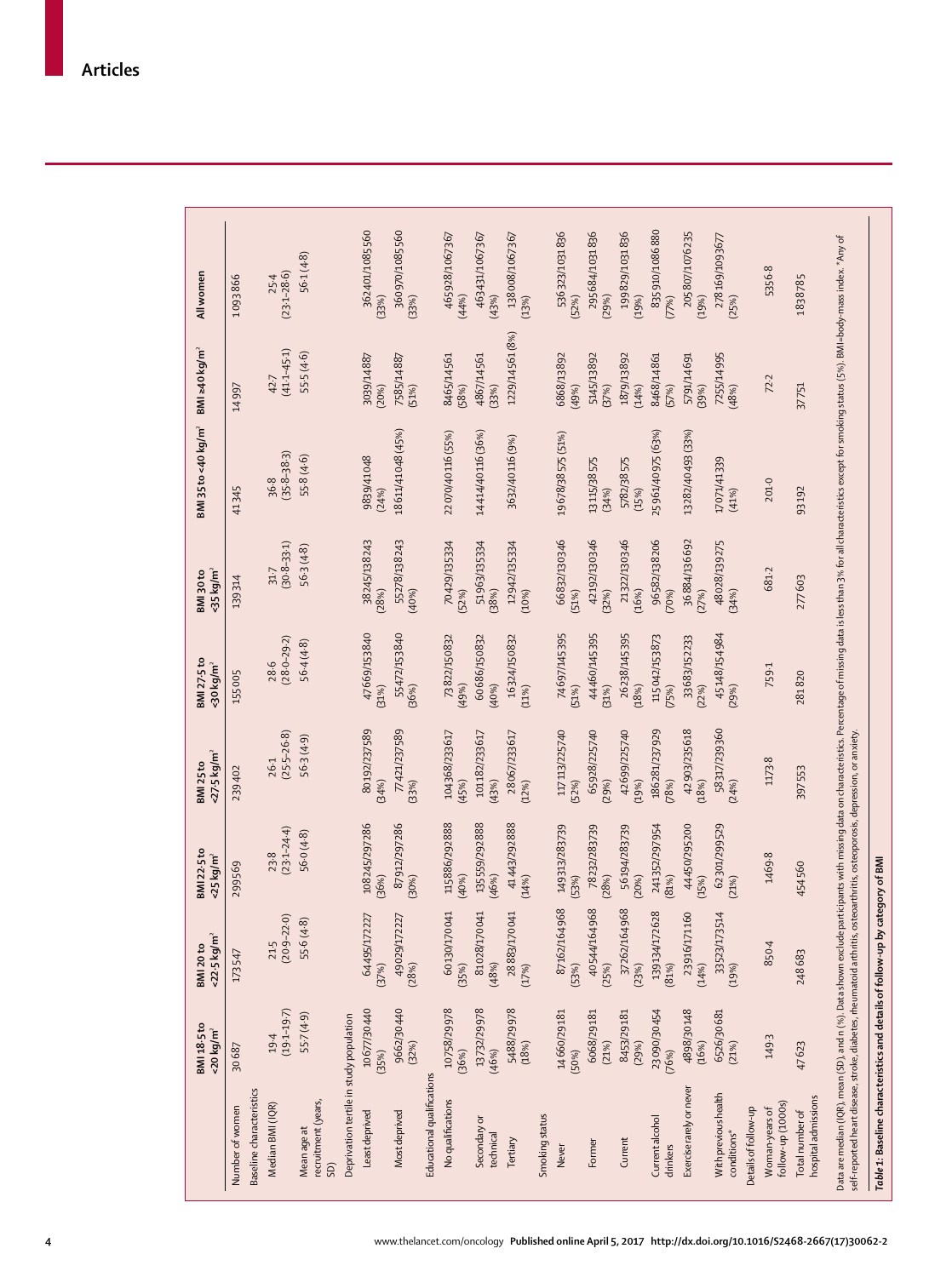| | BMI 18·5 to <20 kg/m² | BMI 20 to <22·5 kg/m² | BMI 22·5 to <25 kg/m² | BMI 25 to <27·5 kg/m² | BMI 27·5 to <30 kg/m² | BMI 30 to <35 kg/m² | BMI 35 to <40 kg/m² | BMI ≥40 kg/m² | All women |
|---|---|---|---|---|---|---|---|---|---|
| Number of women | 30 687 | 173 547 | 299 569 | 239 402 | 155 005 | 139 314 | 41 345 | 14 997 | 1 093 866 |
| **Baseline characteristics** | | | | | | | | | |
| Median BMI (IQR) | 19·4 (19·1–19·7) | 21·5 (20·9–22·0) | 23·8 (23·1–24·4) | 26·1 (25·5–26·8) | 28·6 (28·0–29·2) | 31·7 (30·8–33·1) | 36·8 (35·8–38·3) | 42·7 (41·1–45·1) | 25·4 (23·1–28·6) |
| Mean age at recruitment (years, SD) | 55·7 (4·9) | 55·6 (4·8) | 56·0 (4·8) | 56·3 (4·9) | 56·4 (4·8) | 56·3 (4·8) | 55·8 (4·6) | 55·5 (4·6) | 56·1 (4·8) |
| **Deprivation tertile in study population** | | | | | | | | | |
| Least deprived | 10 677/30 440 (35%) | 64 495/172 227 (37%) | 108 245/297 286 (36%) | 80 192/237 589 (34%) | 47 669/153 840 (31%) | 38 245/138 243 (28%) | 9839/41 048 (24%) | 3039/14 887 (20%) | 362 401/1 085 560 (33%) |
| Most deprived | 9662/30 440 (32%) | 49 029/172 227 (28%) | 87 912/297 286 (30%) | 77 421/237 589 (33%) | 55 472/153 840 (36%) | 55 278/138 243 (40%) | 18 611/41 048 (45%) | 7585/14 887 (51%) | 360 970/1 085 560 (33%) |
| **Educational qualifications** | | | | | | | | | |
| No qualifications | 10 758/29 978 (36%) | 60 130/170 041 (35%) | 115 886/292 888 (40%) | 104 368/233 617 (45%) | 73 822/150 832 (49%) | 70 429/135 334 (52%) | 22 070/40 116 (55%) | 8465/14 561 (58%) | 465 928/1 067 367 (44%) |
| Secondary or technical | 13 732/29 978 (46%) | 81 028/170 041 (48%) | 135 559/292 888 (46%) | 101 182/233 617 (43%) | 60 686/150 832 (40%) | 51 963/135 334 (38%) | 14 414/40 116 (36%) | 4867/14 561 (33%) | 463 431/1 067 367 (43%) |
| Tertiary | 5488/29 978 (18%) | 28 883/170 041 (17%) | 41 443/292 888 (14%) | 28 067/233 617 (12%) | 16 324/150 832 (11%) | 12 942/135 334 (10%) | 3632/40 116 (9%) | 1229/14 561 (8%) | 138 008/1 067 367 (13%) |
| **Smoking status** | | | | | | | | | |
| Never | 14 660/29 181 (50%) | 87 162/164 968 (53%) | 149 313/283 739 (53%) | 117 113/225 740 (52%) | 74 697/145 395 (51%) | 66 832/130 346 (51%) | 19 678/38 575 (51%) | 6868/13 892 (49%) | 536 323/1 031 836 (52%) |
| Former | 6068/29 181 (21%) | 40 544/164 968 (25%) | 78 232/283 739 (28%) | 65 928/225 740 (29%) | 44 460/145 395 (31%) | 42 192/130 346 (32%) | 13 115/38 575 (34%) | 5145/13 892 (37%) | 295 684/1 031 836 (29%) |
| Current | 8453/29 181 (29%) | 37 262/164 968 (23%) | 56 194/283 739 (20%) | 42 699/225 740 (19%) | 26 238/145 395 (18%) | 21 322/130 346 (16%) | 5782/38 575 (15%) | 1879/13 892 (14%) | 199 829/1 031 836 (19%) |
| Current alcohol drinkers | 23 090/30 454 (76%) | 139 134/172 628 (81%) | 241 352/297 954 (81%) | 186 281/237 929 (78%) | 115 042/153 873 (75%) | 96 582/138 206 (70%) | 25 961/40 975 (63%) | 8468/14 861 (57%) | 835 910/1 086 880 (77%) |
| Exercise rarely or never | 4898/30 148 (16%) | 23 916/171 160 (14%) | 44 450/295 200 (15%) | 42 903/235 618 (18%) | 33 683/152 233 (22%) | 36 884/136 692 (27%) | 13 282/40 493 (33%) | 5791/14 691 (39%) | 205 807/1 076 235 (19%) |
| With previous health conditions* | 6526/30 681 (21%) | 33 523/173 514 (19%) | 62 301/299 529 (21%) | 58 317/239 360 (24%) | 45 148/154 984 (29%) | 48 028/139 275 (34%) | 17 071/41 339 (41%) | 7255/14 995 (48%) | 278 169/1 093 677 (25%) |
| **Details of follow-up** | | | | | | | | | |
| Woman-years of follow-up (1000s) | 149·3 | 850·4 | 1469·8 | 1173·8 | 759·1 | 681·2 | 201·0 | 72·2 | 5356·8 |
| Total number of hospital admissions | 47 623 | 248 683 | 454 560 | 397 553 | 281 820 | 277 603 | 93 192 | 37 751 | 1 838 785 |

Data are median (IQR), mean (SD), and n (%). Data shown exclude participants with missing data on characteristics. Percentage of missing data is less than 3% for all characteristics except for smoking status (5%). BMI=body-mass index. *Any of self-reported heart disease, stroke, diabetes, rheumatoid arthritis, osteoarthritis, osteoporosis, depression, or anxiety.

*Table 1:* Baseline characteristics and details of follow-up by category of BMI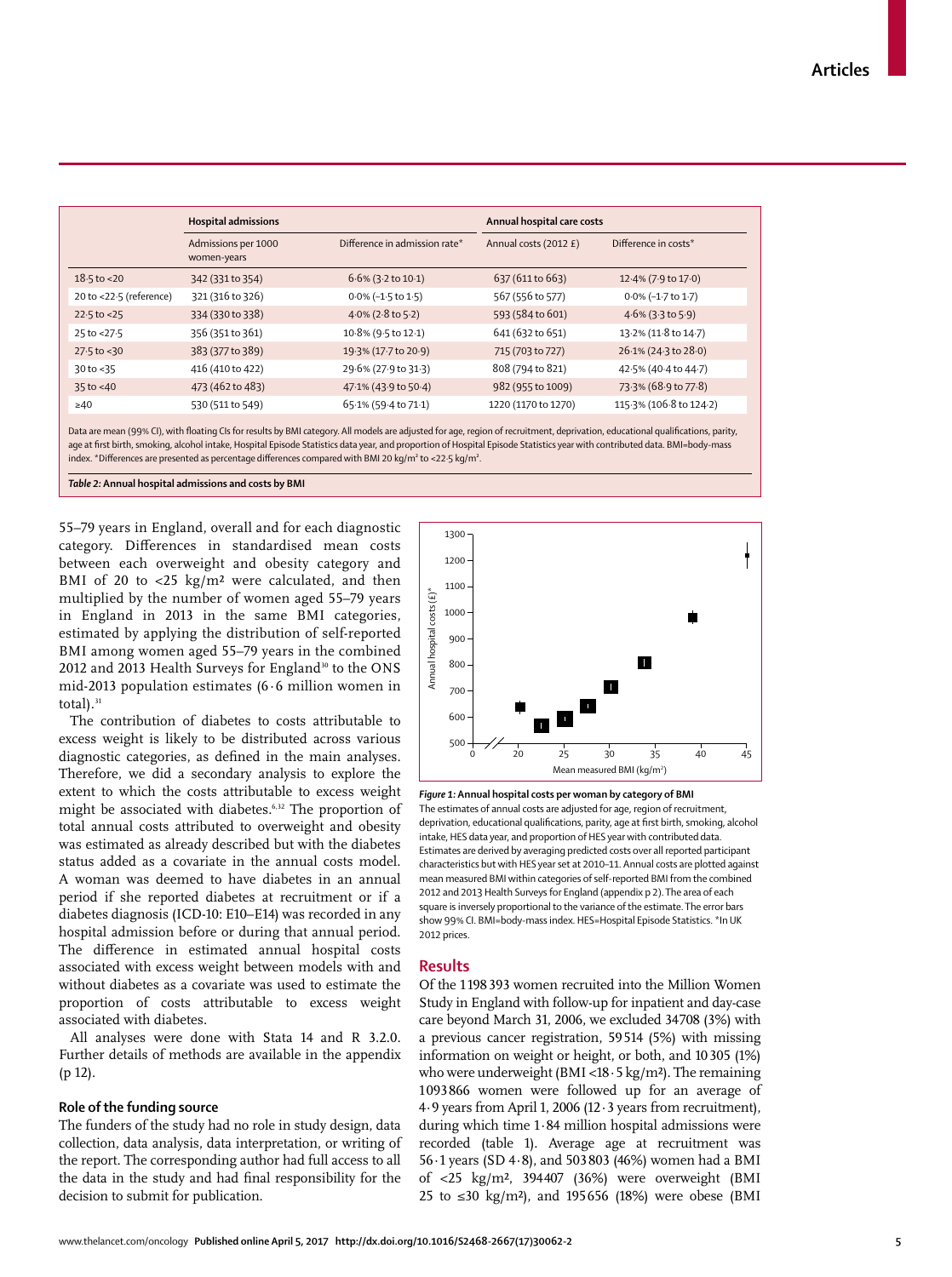| | Hospital admissions | | Annual hospital care costs | |
|---|---|---|---|---|
| | Admissions per 1000 women-years | Difference in admission rate* | Annual costs (2012 £) | Difference in costs* |
| 18·5 to <20 | 342 (331 to 354) | 6·6% (3·2 to 10·1) | 637 (611 to 663) | 12·4% (7·9 to 17·0) |
| 20 to <22·5 (reference) | 321 (316 to 326) | 0·0% (−1·5 to 1·5) | 567 (556 to 577) | 0·0% (−1·7 to 1·7) |
| 22·5 to <25 | 334 (330 to 338) | 4·0% (2·8 to 5·2) | 593 (584 to 601) | 4·6% (3·3 to 5·9) |
| 25 to <27·5 | 356 (351 to 361) | 10·8% (9·5 to 12·1) | 641 (632 to 651) | 13·2% (11·8 to 14·7) |
| 27·5 to <30 | 383 (377 to 389) | 19·3% (17·7 to 20·9) | 715 (703 to 727) | 26·1% (24·3 to 28·0) |
| 30 to <35 | 416 (410 to 422) | 29·6% (27·9 to 31·3) | 808 (794 to 821) | 42·5% (40·4 to 44·7) |
| 35 to <40 | 473 (462 to 483) | 47·1% (43·9 to 50·4) | 982 (955 to 1009) | 73·3% (68·9 to 77·8) |
| ≥40 | 530 (511 to 549) | 65·1% (59·4 to 71·1) | 1220 (1170 to 1270) | 115·3% (106·8 to 124·2) |

Data are mean (99% CI), with floating CIs for results by BMI category. All models are adjusted for age, region of recruitment, deprivation, educational qualifications, parity, age at first birth, smoking, alcohol intake, Hospital Episode Statistics data year, and proportion of Hospital Episode Statistics year with contributed data. BMI=body-mass index. *Differences are presented as percentage differences compared with BMI 20 kg/m² to <22·5 kg/m².

*Table 2:* **Annual hospital admissions and costs by BMI**

55–79 years in England, overall and for each diagnostic category. Differences in standardised mean costs between each overweight and obesity category and BMI of 20 to <25 kg/m² were calculated, and then multiplied by the number of women aged 55–79 years in England in 2013 in the same BMI categories, estimated by applying the distribution of self-reported BMI among women aged 55–79 years in the combined 2012 and 2013 Health Surveys for England[30] to the ONS mid-2013 population estimates (6·6 million women in total).[31]

The contribution of diabetes to costs attributable to excess weight is likely to be distributed across various diagnostic categories, as defined in the main analyses. Therefore, we did a secondary analysis to explore the extent to which the costs attributable to excess weight might be associated with diabetes.[6,32] The proportion of total annual costs attributed to overweight and obesity was estimated as already described but with the diabetes status added as a covariate in the annual costs model. A woman was deemed to have diabetes in an annual period if she reported diabetes at recruitment or if a diabetes diagnosis (ICD-10: E10–E14) was recorded in any hospital admission before or during that annual period. The difference in estimated annual hospital costs associated with excess weight between models with and without diabetes as a covariate was used to estimate the proportion of costs attributable to excess weight associated with diabetes.

All analyses were done with Stata 14 and R 3.2.0. Further details of methods are available in the appendix (p 12).

### Role of the funding source

The funders of the study had no role in study design, data collection, data analysis, data interpretation, or writing of the report. The corresponding author had full access to all the data in the study and had final responsibility for the decision to submit for publication.

*Figure 1:* **Annual hospital costs per woman by category of BMI**
The estimates of annual costs are adjusted for age, region of recruitment, deprivation, educational qualifications, parity, age at first birth, smoking, alcohol intake, HES data year, and proportion of HES year with contributed data. Estimates are derived by averaging predicted costs over all reported participant characteristics but with HES year set at 2010–11. Annual costs are plotted against mean measured BMI within categories of self-reported BMI from the combined 2012 and 2013 Health Surveys for England (appendix p 2). The area of each square is inversely proportional to the variance of the estimate. The error bars show 99% CI. BMI=body-mass index. HES=Hospital Episode Statistics. *In UK 2012 prices.

## Results

Of the 1 198 393 women recruited into the Million Women Study in England with follow-up for inpatient and day-case care beyond March 31, 2006, we excluded 34 708 (3%) with a previous cancer registration, 59 514 (5%) with missing information on weight or height, or both, and 10 305 (1%) who were underweight (BMI <18·5 kg/m²). The remaining 1 093 866 women were followed up for an average of 4·9 years from April 1, 2006 (12·3 years from recruitment), during which time 1·84 million hospital admissions were recorded (table 1). Average age at recruitment was 56·1 years (SD 4·8), and 503 803 (46%) women had a BMI of <25 kg/m², 394 407 (36%) were overweight (BMI 25 to ≤30 kg/m²), and 195 656 (18%) were obese (BMI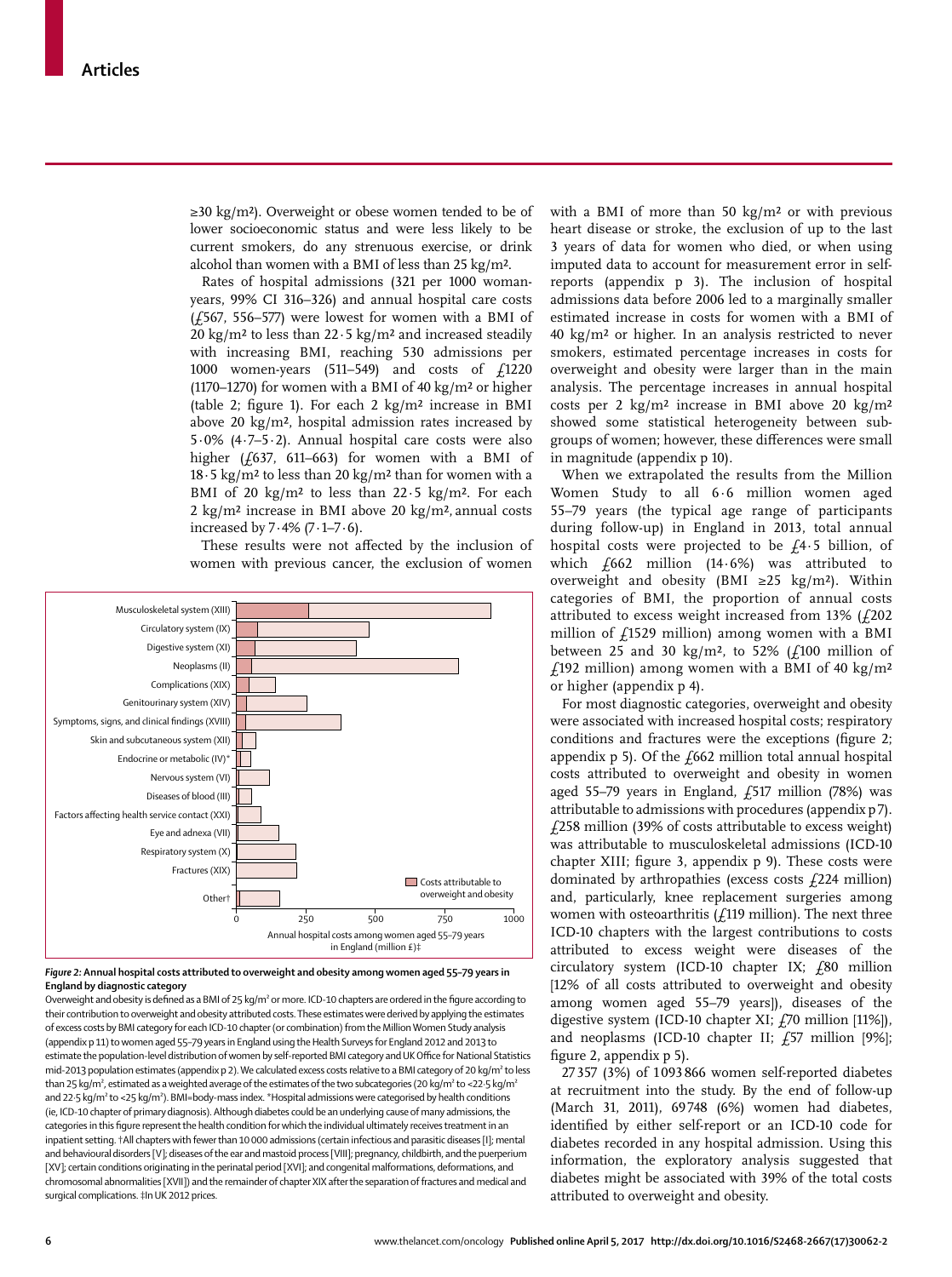≥30 kg/m²). Overweight or obese women tended to be of lower socioeconomic status and were less likely to be current smokers, do any strenuous exercise, or drink alcohol than women with a BMI of less than 25 kg/m².

Rates of hospital admissions (321 per 1000 woman-years, 99% CI 316–326) and annual hospital care costs (£567, 556–577) were lowest for women with a BMI of 20 kg/m² to less than 22·5 kg/m² and increased steadily with increasing BMI, reaching 530 admissions per 1000 women-years (511–549) and costs of £1220 (1170–1270) for women with a BMI of 40 kg/m² or higher (table 2; figure 1). For each 2 kg/m² increase in BMI above 20 kg/m², hospital admission rates increased by 5·0% (4·7–5·2). Annual hospital care costs were also higher (£637, 611–663) for women with a BMI of 18·5 kg/m² to less than 20 kg/m² than for women with a BMI of 20 kg/m² to less than 22·5 kg/m². For each 2 kg/m² increase in BMI above 20 kg/m², annual costs increased by 7·4% (7·1–7·6).

These results were not affected by the inclusion of women with previous cancer, the exclusion of women with a BMI of more than 50 kg/m² or with previous heart disease or stroke, the exclusion of up to the last 3 years of data for women who died, or when using imputed data to account for measurement error in self-reports (appendix p 3). The inclusion of hospital admissions data before 2006 led to a marginally smaller estimated increase in costs for women with a BMI of 40 kg/m² or higher. In an analysis restricted to never smokers, estimated percentage increases in costs for overweight and obesity were larger than in the main analysis. The percentage increases in annual hospital costs per 2 kg/m² increase in BMI above 20 kg/m² showed some statistical heterogeneity between subgroups of women; however, these differences were small in magnitude (appendix p 10).

When we extrapolated the results from the Million Women Study to all 6·6 million women aged 55–79 years (the typical age range of participants during follow-up) in England in 2013, total annual hospital costs were projected to be £4·5 billion, of which £662 million (14·6%) was attributed to overweight and obesity (BMI ≥25 kg/m²). Within categories of BMI, the proportion of annual costs attributed to excess weight increased from 13% (£202 million of £1529 million) among women with a BMI between 25 and 30 kg/m², to 52% (£100 million of £192 million) among women with a BMI of 40 kg/m² or higher (appendix p 4).

For most diagnostic categories, overweight and obesity were associated with increased hospital costs; respiratory conditions and fractures were the exceptions (figure 2; appendix p 5). Of the £662 million total annual hospital costs attributed to overweight and obesity in women aged 55–79 years in England, £517 million (78%) was attributable to admissions with procedures (appendix p 7). £258 million (39% of costs attributable to excess weight) was attributable to musculoskeletal admissions (ICD-10 chapter XIII; figure 3, appendix p 9). These costs were dominated by arthropathies (excess costs £224 million) and, particularly, knee replacement surgeries among women with osteoarthritis (£119 million). The next three ICD-10 chapters with the largest contributions to costs attributed to excess weight were diseases of the circulatory system (ICD-10 chapter IX; £80 million [12% of all costs attributed to overweight and obesity among women aged 55–79 years]), diseases of the digestive system (ICD-10 chapter XI; £70 million [11%]), and neoplasms (ICD-10 chapter II; £57 million [9%]; figure 2, appendix p 5).

27 357 (3%) of 1 093 866 women self-reported diabetes at recruitment into the study. By the end of follow-up (March 31, 2011), 69 748 (6%) women had diabetes, identified by either self-report or an ICD-10 code for diabetes recorded in any hospital admission. Using this information, the exploratory analysis suggested that diabetes might be associated with 39% of the total costs attributed to overweight and obesity.

*Figure 2:* **Annual hospital costs attributed to overweight and obesity among women aged 55–79 years in England by diagnostic category**

Overweight and obesity is defined as a BMI of 25 kg/m² or more. ICD-10 chapters are ordered in the figure according to their contribution to overweight and obesity attributed costs. These estimates were derived by applying the estimates of excess costs by BMI category for each ICD-10 chapter (or combination) from the Million Women Study analysis (appendix p 11) to women aged 55–79 years in England using the Health Surveys for England 2012 and 2013 to estimate the population-level distribution of women by self-reported BMI category and UK Office for National Statistics mid-2013 population estimates (appendix p 2). We calculated excess costs relative to a BMI category of 20 kg/m² to less than 25 kg/m², estimated as a weighted average of the estimates of the two subcategories (20 kg/m² to <22·5 kg/m² and 22·5 kg/m² to <25 kg/m²). BMI=body-mass index. \*Hospital admissions were categorised by health conditions (ie, ICD-10 chapter of primary diagnosis). Although diabetes could be an underlying cause of many admissions, the categories in this figure represent the health condition for which the individual ultimately receives treatment in an inpatient setting. †All chapters with fewer than 10 000 admissions (certain infectious and parasitic diseases [I]; mental and behavioural disorders [V]; diseases of the ear and mastoid process [VIII]; pregnancy, childbirth, and the puerperium [XV]; certain conditions originating in the perinatal period [XVI]; and congenital malformations, deformations, and chromosomal abnormalities [XVII]) and the remainder of chapter XIX after the separation of fractures and medical and surgical complications. ‡In UK 2012 prices.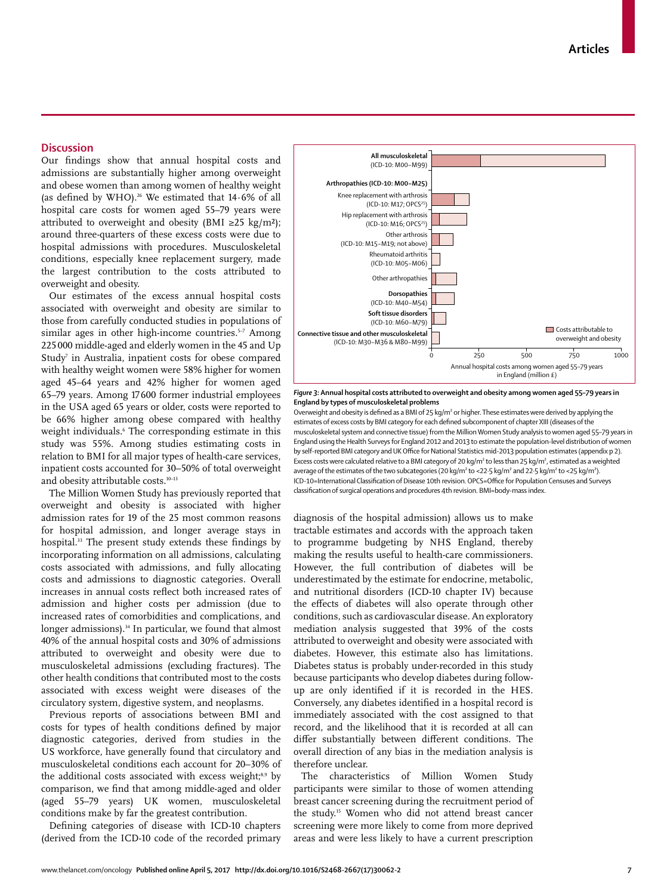## Discussion

Our findings show that annual hospital costs and admissions are substantially higher among overweight and obese women than among women of healthy weight (as defined by WHO).[26] We estimated that 14·6% of all hospital care costs for women aged 55–79 years were attributed to overweight and obesity (BMI ≥25 kg/m²); around three-quarters of these excess costs were due to hospital admissions with procedures. Musculoskeletal conditions, especially knee replacement surgery, made the largest contribution to the costs attributed to overweight and obesity.

Our estimates of the excess annual hospital costs associated with overweight and obesity are similar to those from carefully conducted studies in populations of similar ages in other high-income countries.[5–7] Among 225 000 middle-aged and elderly women in the 45 and Up Study[7] in Australia, inpatient costs for obese compared with healthy weight women were 58% higher for women aged 45–64 years and 42% higher for women aged 65–79 years. Among 17 600 former industrial employees in the USA aged 65 years or older, costs were reported to be 66% higher among obese compared with healthy weight individuals.[6] The corresponding estimate in this study was 55%. Among studies estimating costs in relation to BMI for all major types of health-care services, inpatient costs accounted for 30–50% of total overweight and obesity attributable costs.[10–13]

The Million Women Study has previously reported that overweight and obesity is associated with higher admission rates for 19 of the 25 most common reasons for hospital admission, and longer average stays in hospital.[33] The present study extends these findings by incorporating information on all admissions, calculating costs associated with admissions, and fully allocating costs and admissions to diagnostic categories. Overall increases in annual costs reflect both increased rates of admission and higher costs per admission (due to increased rates of comorbidities and complications, and longer admissions).[34] In particular, we found that almost 40% of the annual hospital costs and 30% of admissions attributed to overweight and obesity were due to musculoskeletal admissions (excluding fractures). The other health conditions that contributed most to the costs associated with excess weight were diseases of the circulatory system, digestive system, and neoplasms.

Previous reports of associations between BMI and costs for types of health conditions defined by major diagnostic categories, derived from studies in the US workforce, have generally found that circulatory and musculoskeletal conditions each account for 20–30% of the additional costs associated with excess weight;[8,9] by comparison, we find that among middle-aged and older (aged 55–79 years) UK women, musculoskeletal conditions make by far the greatest contribution.

Defining categories of disease with ICD-10 chapters (derived from the ICD-10 code of the recorded primary diagnosis of the hospital admission) allows us to make tractable estimates and accords with the approach taken to programme budgeting by NHS England, thereby making the results useful to health-care commissioners. However, the full contribution of diabetes will be underestimated by the estimate for endocrine, metabolic, and nutritional disorders (ICD-10 chapter IV) because the effects of diabetes will also operate through other conditions, such as cardiovascular disease. An exploratory mediation analysis suggested that 39% of the costs attributed to overweight and obesity were associated with diabetes. However, this estimate also has limitations. Diabetes status is probably under-recorded in this study because participants who develop diabetes during follow-up are only identified if it is recorded in the HES. Conversely, any diabetes identified in a hospital record is immediately associated with the cost assigned to that record, and the likelihood that it is recorded at all can differ substantially between different conditions. The overall direction of any bias in the mediation analysis is therefore unclear.

The characteristics of Million Women Study participants were similar to those of women attending breast cancer screening during the recruitment period of the study.[15] Women who did not attend breast cancer screening were more likely to come from more deprived areas and were less likely to have a current prescription

**Figure 3: Annual hospital costs attributed to overweight and obesity among women aged 55–79 years in England by types of musculoskeletal problems**

Overweight and obesity is defined as a BMI of 25 kg/m² or higher. These estimates were derived by applying the estimates of excess costs by BMI category for each defined subcomponent of chapter XIII (diseases of the musculoskeletal system and connective tissue) from the Million Women Study analysis to women aged 55–79 years in England using the Health Surveys for England 2012 and 2013 to estimate the population-level distribution of women by self-reported BMI category and UK Office for National Statistics mid-2013 population estimates (appendix p 2). Excess costs were calculated relative to a BMI category of 20 kg/m² to less than 25 kg/m², estimated as a weighted average of the estimates of the two subcategories (20 kg/m² to <22·5 kg/m² and 22·5 kg/m² to <25 kg/m²). ICD-10=International Classification of Disease 10th revision. OPCS=Office for Population Censuses and Surveys classification of surgical operations and procedures 4th revision. BMI=body-mass index.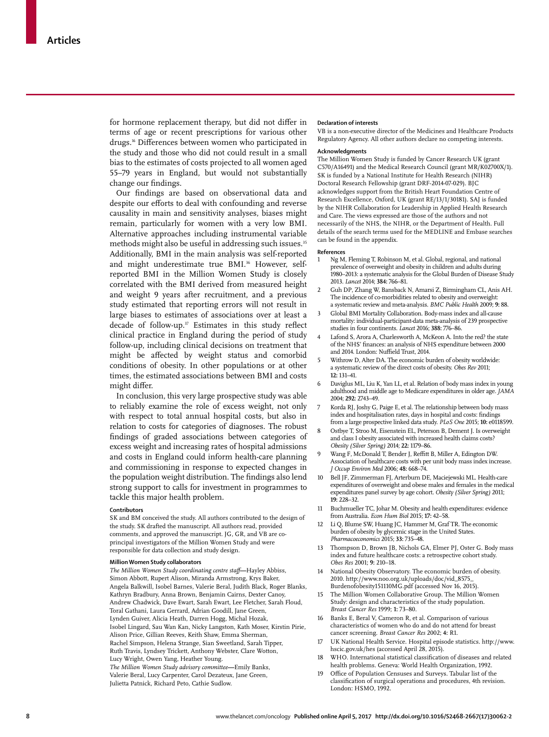for hormone replacement therapy, but did not differ in terms of age or recent prescriptions for various other drugs.[16] Differences between women who participated in the study and those who did not could result in a small bias to the estimates of costs projected to all women aged 55–79 years in England, but would not substantially change our findings.

Our findings are based on observational data and despite our efforts to deal with confounding and reverse causality in main and sensitivity analyses, biases might remain, particularly for women with a very low BMI. Alternative approaches including instrumental variable methods might also be useful in addressing such issues.[35] Additionally, BMI in the main analysis was self-reported and might underestimate true BMI.[36] However, self-reported BMI in the Million Women Study is closely correlated with the BMI derived from measured height and weight 9 years after recruitment, and a previous study estimated that reporting errors will not result in large biases to estimates of associations over at least a decade of follow-up.[37] Estimates in this study reflect clinical practice in England during the period of study follow-up, including clinical decisions on treatment that might be affected by weight status and comorbid conditions of obesity. In other populations or at other times, the estimated associations between BMI and costs might differ.

In conclusion, this very large prospective study was able to reliably examine the role of excess weight, not only with respect to total annual hospital costs, but also in relation to costs for categories of diagnoses. The robust findings of graded associations between categories of excess weight and increasing rates of hospital admissions and costs in England could inform health-care planning and commissioning in response to expected changes in the population weight distribution. The findings also lend strong support to calls for investment in programmes to tackle this major health problem.

#### Contributors

SK and BM conceived the study. All authors contributed to the design of the study. SK drafted the manuscript. All authors read, provided comments, and approved the manuscript. JG, GR, and VB are co-principal investigators of the Million Women Study and were responsible for data collection and study design.

#### Million Women Study collaborators

*The Million Women Study coordinating centre staff*—Hayley Abbiss, Simon Abbott, Rupert Alison, Miranda Armstrong, Krys Baker, Angela Balkwill, Isobel Barnes, Valerie Beral, Judith Black, Roger Blanks, Kathryn Bradbury, Anna Brown, Benjamin Cairns, Dexter Canoy, Andrew Chadwick, Dave Ewart, Sarah Ewart, Lee Fletcher, Sarah Floud, Toral Gathani, Laura Gerrard, Adrian Goodill, Jane Green, Lynden Guiver, Alicia Heath, Darren Hogg, Michal Hozak, Isobel Lingard, Sau Wan Kan, Nicky Langston, Kath Moser, Kirstin Pirie, Alison Price, Gillian Reeves, Keith Shaw, Emma Sherman, Rachel Simpson, Helena Strange, Sian Sweetland, Sarah Tipper, Ruth Travis, Lyndsey Trickett, Anthony Webster, Clare Wotton, Lucy Wright, Owen Yang, Heather Young.
*The Million Women Study advisory committee*—Emily Banks, Valerie Beral, Lucy Carpenter, Carol Dezateux, Jane Green, Julietta Patnick, Richard Peto, Cathie Sudlow.

#### Declaration of interests

VB is a non-executive director of the Medicines and Healthcare Products Regulatory Agency. All other authors declare no competing interests.

#### Acknowledgments

The Million Women Study is funded by Cancer Research UK (grant C570/A16491) and the Medical Research Council (grant MR/K02700X/1). SK is funded by a National Institute for Health Research (NIHR) Doctoral Research Fellowship (grant DRF-2014-07-029). BJC acknowledges support from the British Heart Foundation Centre of Research Excellence, Oxford, UK (grant RE/13/1/30181). SAJ is funded by the NIHR Collaboration for Leadership in Applied Health Research and Care. The views expressed are those of the authors and not necessarily of the NHS, the NIHR, or the Department of Health. Full details of the search terms used for the MEDLINE and Embase searches can be found in the appendix.

#### References

1. Ng M, Fleming T, Robinson M, et al. Global, regional, and national prevalence of overweight and obesity in children and adults during 1980–2013: a systematic analysis for the Global Burden of Disease Study 2013. *Lancet* 2014; **384:** 766–81.
2. Guh DP, Zhang W, Bansback N, Amarsi Z, Birmingham CL, Anis AH. The incidence of co-morbidities related to obesity and overweight: a systematic review and meta-analysis. *BMC Public Health* 2009; **9:** 88.
3. Global BMI Mortality Collaboration. Body-mass index and all-cause mortality: individual-participant-data meta-analysis of 239 prospective studies in four continents. *Lancet* 2016; **388:** 776–86.
4. Lafond S, Arora A, Charlesworth A, McKeon A. Into the red? the state of the NHS' finances: an analysis of NHS expenditure between 2000 and 2014. London: Nuffield Trust, 2014.
5. Withrow D, Alter DA. The economic burden of obesity worldwide: a systematic review of the direct costs of obesity. *Obes Rev* 2011; **12:** 131–41.
6. Daviglus ML, Liu K, Yan LL, et al. Relation of body mass index in young adulthood and middle age to Medicare expenditures in older age. *JAMA* 2004; **292:** 2743–49.
7. Korda RJ, Joshy G, Paige E, et al. The relationship between body mass index and hospitalisation rates, days in hospital and costs: findings from a large prospective linked data study. *PLoS One* 2015; **10:** e0118599.
8. Ostbye T, Stroo M, Eisenstein EL, Peterson B, Dement J. Is overweight and class I obesity associated with increased health claims costs? *Obesity (Silver Spring)* 2014; **22:** 1179–86.
9. Wang F, McDonald T, Bender J, Reffitt B, Miller A, Edington DW. Association of healthcare costs with per unit body mass index increase. *J Occup Environ Med* 2006; **48:** 668–74.
10. Bell JF, Zimmerman FJ, Arterburn DE, Maciejewski ML. Health-care expenditures of overweight and obese males and females in the medical expenditures panel survey by age cohort. *Obesity (Silver Spring)* 2011; **19:** 228–32.
11. Buchmueller TC, Johar M. Obesity and health expenditures: evidence from Australia. *Econ Hum Biol* 2015; **17:** 42–58.
12. Li Q, Blume SW, Huang JC, Hammer M, Graf TR. The economic burden of obesity by glycemic stage in the United States. *Pharmacoeconomics* 2015; **33:** 735–48.
13. Thompson D, Brown JB, Nichols GA, Elmer PJ, Oster G. Body mass index and future healthcare costs: a retrospective cohort study. *Obes Res* 2001; **9:** 210–18.
14. National Obesity Observatory. The economic burden of obesity. 2010. http://www.noo.org.uk/uploads/doc/vid_8575_Burdenofobesity151110MG.pdf (accessed Nov 16, 2015).
15. The Million Women Collaborative Group. The Million Women Study: design and characteristics of the study population. *Breast Cancer Res* 1999; **1:** 73–80.
16. Banks E, Beral V, Cameron R, et al. Comparison of various characteristics of women who do and do not attend for breast cancer screening. *Breast Cancer Res* 2002; **4:** R1.
17. UK National Health Service. Hospital episode statistics. http://www.hscic.gov.uk/hes (accessed April 28, 2015).
18. WHO. International statistical classification of diseases and related health problems. Geneva: World Health Organization, 1992.
19. Office of Population Censuses and Surveys. Tabular list of the classification of surgical operations and procedures, 4th revision. London: HSMO, 1992.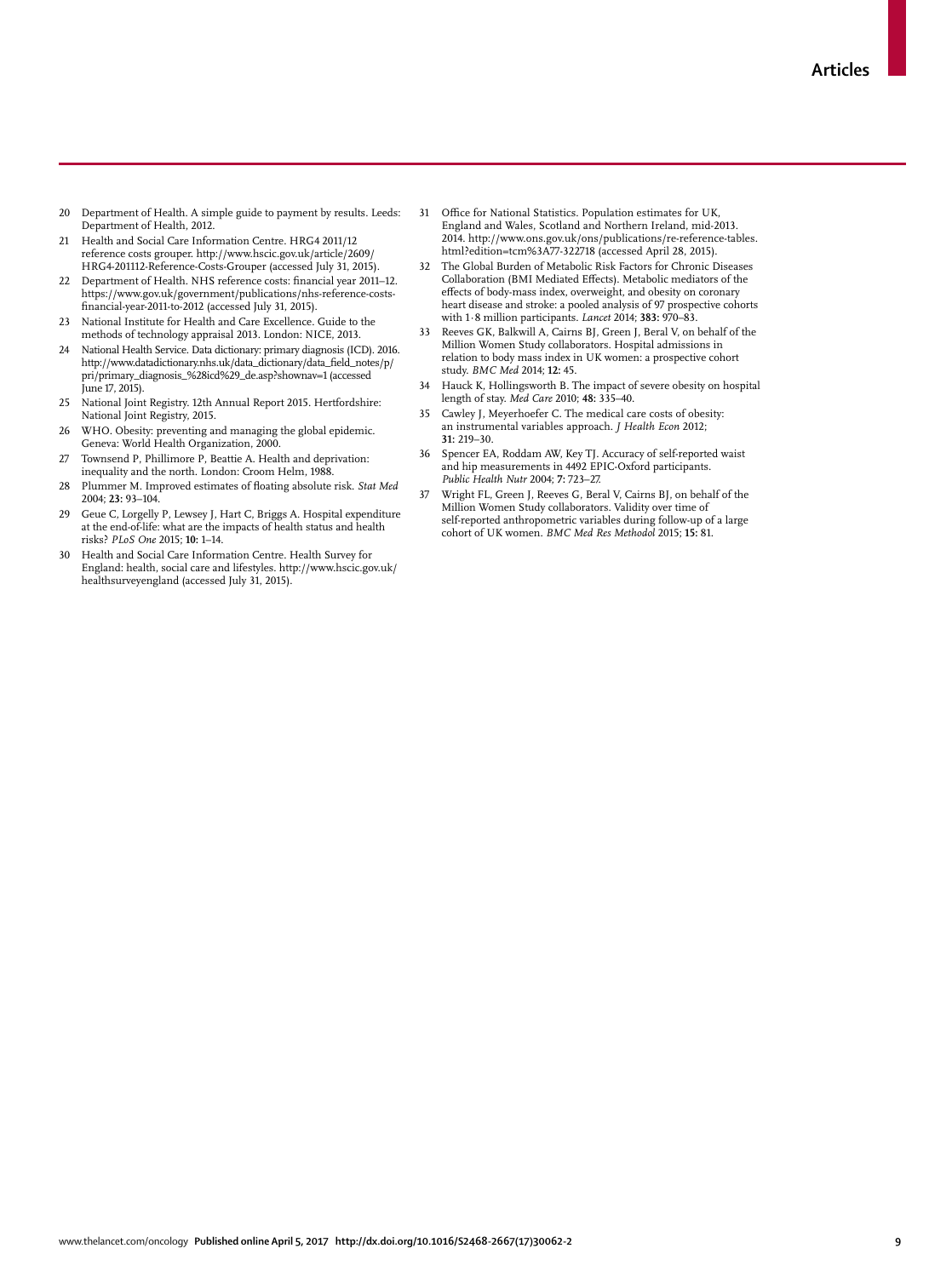20 Department of Health. A simple guide to payment by results. Leeds: Department of Health, 2012.

21 Health and Social Care Information Centre. HRG4 2011/12 reference costs grouper. http://www.hscic.gov.uk/article/2609/HRG4-201112-Reference-Costs-Grouper (accessed July 31, 2015).

22 Department of Health. NHS reference costs: financial year 2011–12. https://www.gov.uk/government/publications/nhs-reference-costs-financial-year-2011-to-2012 (accessed July 31, 2015).

23 National Institute for Health and Care Excellence. Guide to the methods of technology appraisal 2013. London: NICE, 2013.

24 National Health Service. Data dictionary: primary diagnosis (ICD). 2016. http://www.datadictionary.nhs.uk/data_dictionary/data_field_notes/p/pri/primary_diagnosis_%28icd%29_de.asp?shownav=1 (accessed June 17, 2015).

25 National Joint Registry. 12th Annual Report 2015. Hertfordshire: National Joint Registry, 2015.

26 WHO. Obesity: preventing and managing the global epidemic. Geneva: World Health Organization, 2000.

27 Townsend P, Phillimore P, Beattie A. Health and deprivation: inequality and the north. London: Croom Helm, 1988.

28 Plummer M. Improved estimates of floating absolute risk. *Stat Med* 2004; **23:** 93–104.

29 Geue C, Lorgelly P, Lewsey J, Hart C, Briggs A. Hospital expenditure at the end-of-life: what are the impacts of health status and health risks? *PLoS One* 2015; **10:** 1–14.

30 Health and Social Care Information Centre. Health Survey for England: health, social care and lifestyles. http://www.hscic.gov.uk/healthsurveyengland (accessed July 31, 2015).

31 Office for National Statistics. Population estimates for UK, England and Wales, Scotland and Northern Ireland, mid-2013. 2014. http://www.ons.gov.uk/ons/publications/re-reference-tables.html?edition=tcm%3A77-322718 (accessed April 28, 2015).

32 The Global Burden of Metabolic Risk Factors for Chronic Diseases Collaboration (BMI Mediated Effects). Metabolic mediators of the effects of body-mass index, overweight, and obesity on coronary heart disease and stroke: a pooled analysis of 97 prospective cohorts with 1·8 million participants. *Lancet* 2014; **383:** 970–83.

33 Reeves GK, Balkwill A, Cairns BJ, Green J, Beral V, on behalf of the Million Women Study collaborators. Hospital admissions in relation to body mass index in UK women: a prospective cohort study. *BMC Med* 2014; **12:** 45.

34 Hauck K, Hollingsworth B. The impact of severe obesity on hospital length of stay. *Med Care* 2010; **48:** 335–40.

35 Cawley J, Meyerhoefer C. The medical care costs of obesity: an instrumental variables approach. *J Health Econ* 2012; **31:** 219–30.

36 Spencer EA, Roddam AW, Key TJ. Accuracy of self-reported waist and hip measurements in 4492 EPIC-Oxford participants. *Public Health Nutr* 2004; **7:** 723–27.

37 Wright FL, Green J, Reeves G, Beral V, Cairns BJ, on behalf of the Million Women Study collaborators. Validity over time of self-reported anthropometric variables during follow-up of a large cohort of UK women. *BMC Med Res Methodol* 2015; **15:** 81.